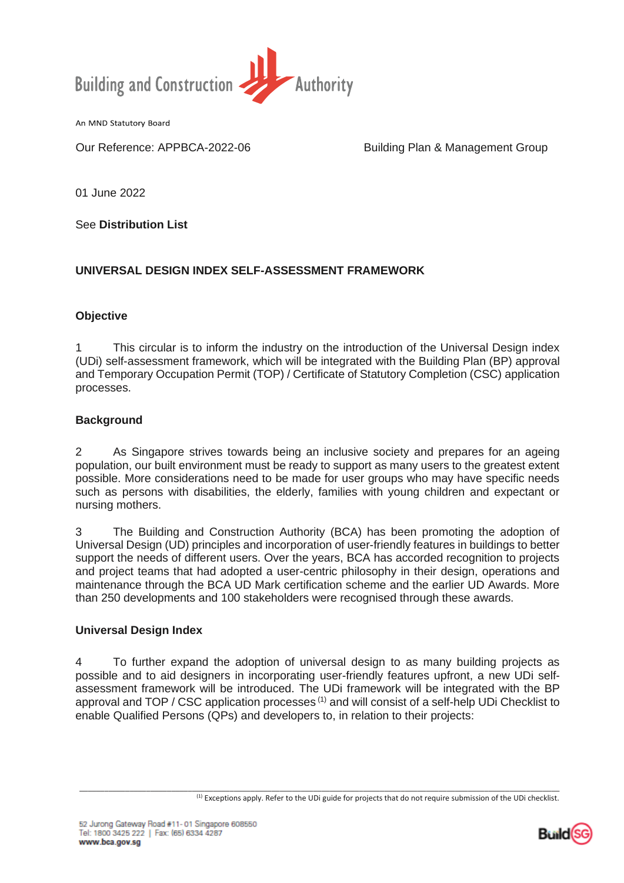Building and Construction Authority

An MND Statutory Board

Our Reference: APPBCA-2022-06

Building Plan & Management Group

01 June 2022

See **Distribution List**

## UNIVERSAL DESIGN INDEX SELF-ASSESSMENT FRAMEWORK

### Objective

1 This circular is to inform the industry on the introduction of the Universal Design index (UDi) self-assessment framework, which will be integrated with the Building Plan (BP) approval and Temporary Occupation Permit (TOP) / Certificate of Statutory Completion (CSC) application processes.

### Background

2 As Singapore strives towards being an inclusive society and prepares for an ageing population, our built environment must be ready to support as many users to the greatest extent possible. More considerations need to be made for user groups who may have specific needs such as persons with disabilities, the elderly, families with young children and expectant or nursing mothers.

3 The Building and Construction Authority (BCA) has been promoting the adoption of Universal Design (UD) principles and incorporation of user-friendly features in buildings to better support the needs of different users. Over the years, BCA has accorded recognition to projects and project teams that had adopted a user-centric philosophy in their design, operations and maintenance through the BCA UD Mark certification scheme and the earlier UD Awards. More than 250 developments and 100 stakeholders were recognised through these awards.

### Universal Design Index

4 To further expand the adoption of universal design to as many building projects as possible and to aid designers in incorporating user-friendly features upfront, a new UDi self-assessment framework will be introduced. The UDi framework will be integrated with the BP approval and TOP / CSC application processes (1) and will consist of a self-help UDi Checklist to enable Qualified Persons (QPs) and developers to, in relation to their projects:

---

(1) Exceptions apply. Refer to the UDi guide for projects that do not require submission of the UDi checklist.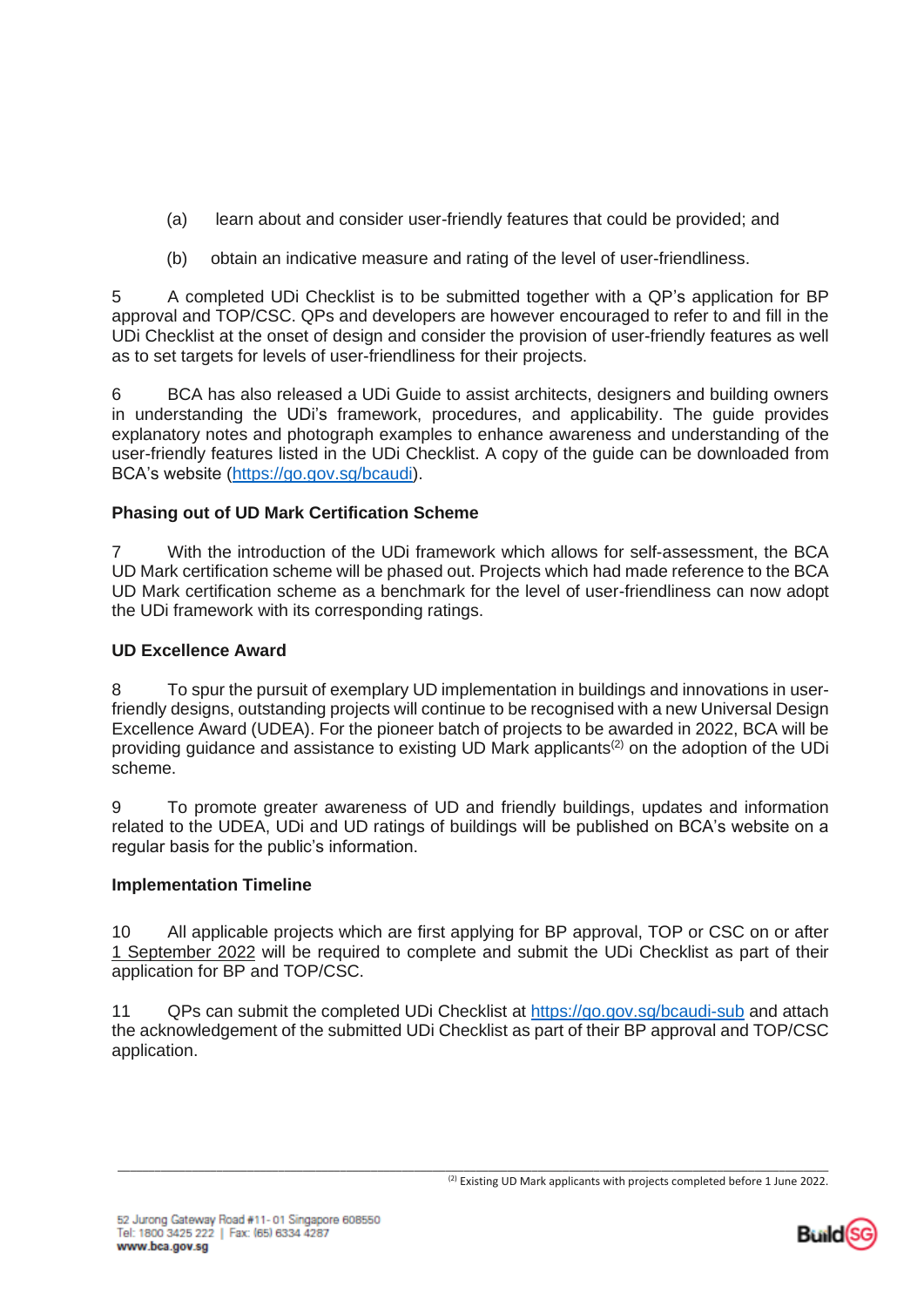(a) learn about and consider user-friendly features that could be provided; and

(b) obtain an indicative measure and rating of the level of user-friendliness.

5 A completed UDi Checklist is to be submitted together with a QP's application for BP approval and TOP/CSC. QPs and developers are however encouraged to refer to and fill in the UDi Checklist at the onset of design and consider the provision of user-friendly features as well as to set targets for levels of user-friendliness for their projects.

6 BCA has also released a UDi Guide to assist architects, designers and building owners in understanding the UDi's framework, procedures, and applicability. The guide provides explanatory notes and photograph examples to enhance awareness and understanding of the user-friendly features listed in the UDi Checklist. A copy of the guide can be downloaded from BCA's website (https://go.gov.sg/bcaudi).

**Phasing out of UD Mark Certification Scheme**

7 With the introduction of the UDi framework which allows for self-assessment, the BCA UD Mark certification scheme will be phased out. Projects which had made reference to the BCA UD Mark certification scheme as a benchmark for the level of user-friendliness can now adopt the UDi framework with its corresponding ratings.

**UD Excellence Award**

8 To spur the pursuit of exemplary UD implementation in buildings and innovations in user-friendly designs, outstanding projects will continue to be recognised with a new Universal Design Excellence Award (UDEA). For the pioneer batch of projects to be awarded in 2022, BCA will be providing guidance and assistance to existing UD Mark applicants[(2)] on the adoption of the UDi scheme.

9 To promote greater awareness of UD and friendly buildings, updates and information related to the UDEA, UDi and UD ratings of buildings will be published on BCA's website on a regular basis for the public's information.

**Implementation Timeline**

10 All applicable projects which are first applying for BP approval, TOP or CSC on or after 1 September 2022 will be required to complete and submit the UDi Checklist as part of their application for BP and TOP/CSC.

11 QPs can submit the completed UDi Checklist at https://go.gov.sg/bcaudi-sub and attach the acknowledgement of the submitted UDi Checklist as part of their BP approval and TOP/CSC application.

---

[(2)] Existing UD Mark applicants with projects completed before 1 June 2022.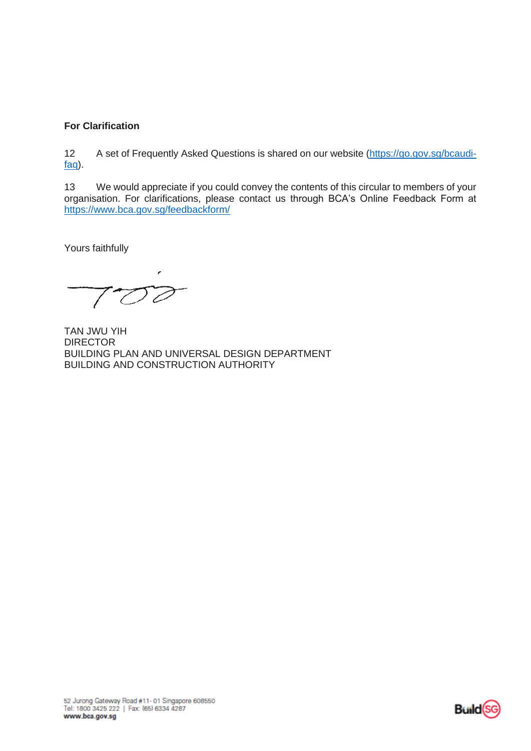**For Clarification**

12 A set of Frequently Asked Questions is shared on our website (https://go.gov.sg/bcaudi-faq).

13 We would appreciate if you could convey the contents of this circular to members of your organisation. For clarifications, please contact us through BCA's Online Feedback Form at https://www.bca.gov.sg/feedbackform/

Yours faithfully

TAN JWU YIH
DIRECTOR
BUILDING PLAN AND UNIVERSAL DESIGN DEPARTMENT
BUILDING AND CONSTRUCTION AUTHORITY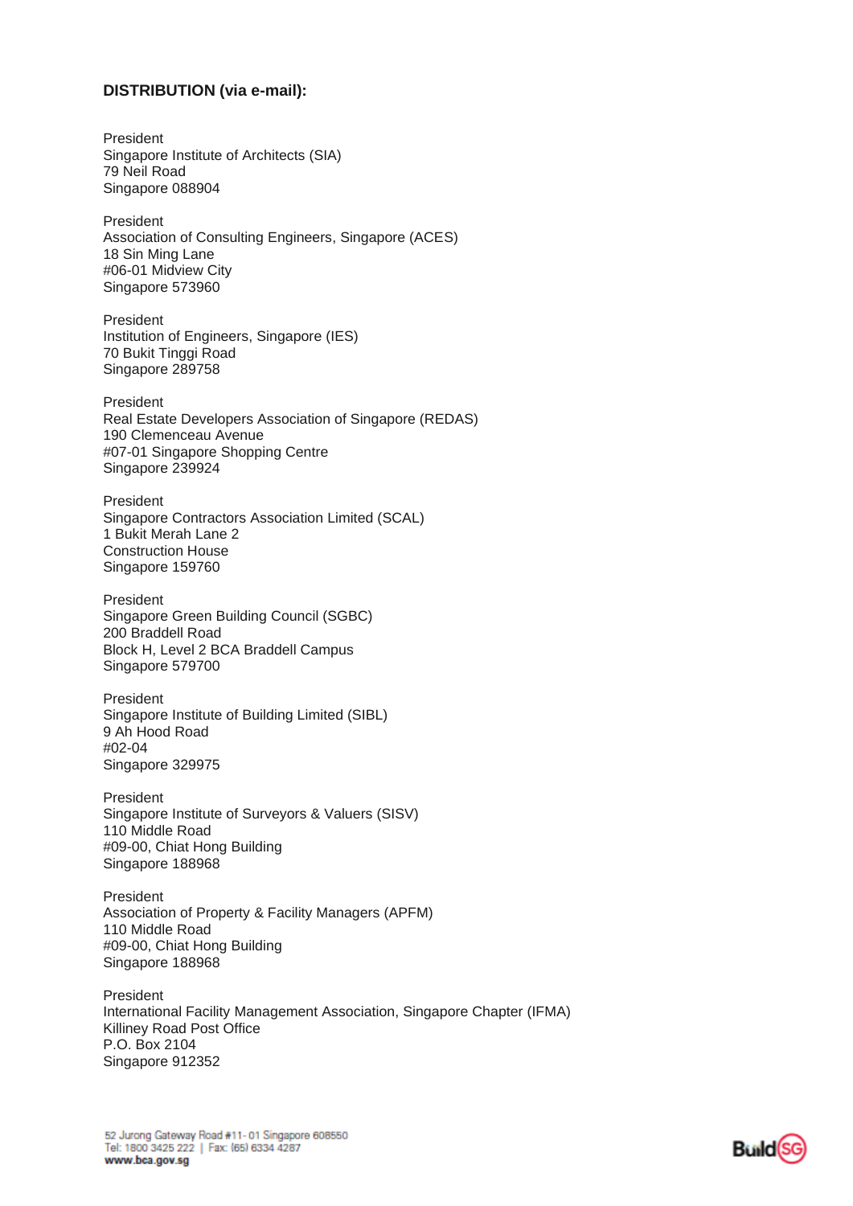**DISTRIBUTION (via e-mail):**

President
Singapore Institute of Architects (SIA)
79 Neil Road
Singapore 088904

President
Association of Consulting Engineers, Singapore (ACES)
18 Sin Ming Lane
#06-01 Midview City
Singapore 573960

President
Institution of Engineers, Singapore (IES)
70 Bukit Tinggi Road
Singapore 289758

President
Real Estate Developers Association of Singapore (REDAS)
190 Clemenceau Avenue
#07-01 Singapore Shopping Centre
Singapore 239924

President
Singapore Contractors Association Limited (SCAL)
1 Bukit Merah Lane 2
Construction House
Singapore 159760

President
Singapore Green Building Council (SGBC)
200 Braddell Road
Block H, Level 2 BCA Braddell Campus
Singapore 579700

President
Singapore Institute of Building Limited (SIBL)
9 Ah Hood Road
#02-04
Singapore 329975

President
Singapore Institute of Surveyors & Valuers (SISV)
110 Middle Road
#09-00, Chiat Hong Building
Singapore 188968

President
Association of Property & Facility Managers (APFM)
110 Middle Road
#09-00, Chiat Hong Building
Singapore 188968

President
International Facility Management Association, Singapore Chapter (IFMA)
Killiney Road Post Office
P.O. Box 2104
Singapore 912352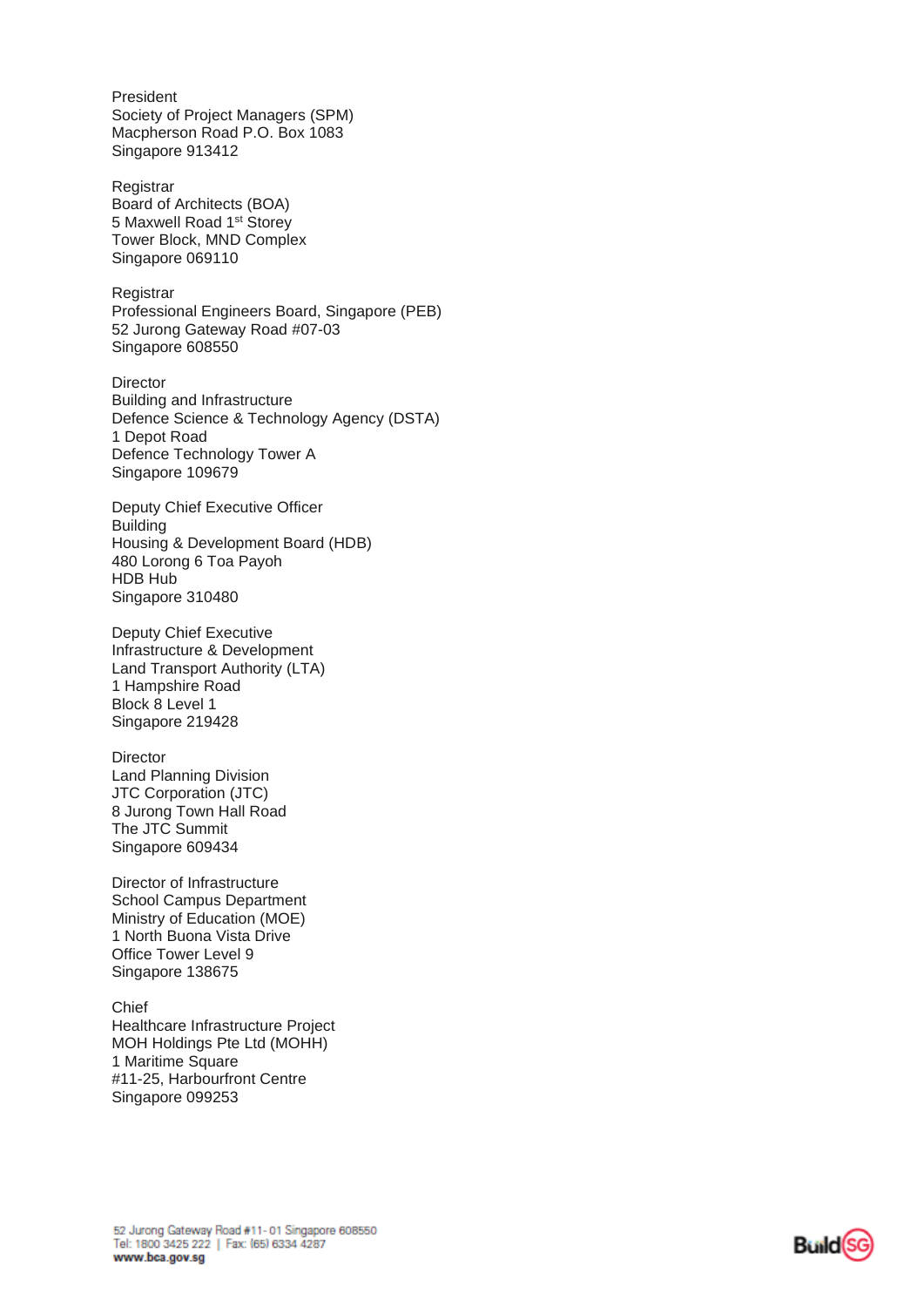President
Society of Project Managers (SPM)
Macpherson Road P.O. Box 1083
Singapore 913412

Registrar
Board of Architects (BOA)
5 Maxwell Road 1st Storey
Tower Block, MND Complex
Singapore 069110

Registrar
Professional Engineers Board, Singapore (PEB)
52 Jurong Gateway Road #07-03
Singapore 608550

Director
Building and Infrastructure
Defence Science & Technology Agency (DSTA)
1 Depot Road
Defence Technology Tower A
Singapore 109679

Deputy Chief Executive Officer
Building
Housing & Development Board (HDB)
480 Lorong 6 Toa Payoh
HDB Hub
Singapore 310480

Deputy Chief Executive
Infrastructure & Development
Land Transport Authority (LTA)
1 Hampshire Road
Block 8 Level 1
Singapore 219428

Director
Land Planning Division
JTC Corporation (JTC)
8 Jurong Town Hall Road
The JTC Summit
Singapore 609434

Director of Infrastructure
School Campus Department
Ministry of Education (MOE)
1 North Buona Vista Drive
Office Tower Level 9
Singapore 138675

Chief
Healthcare Infrastructure Project
MOH Holdings Pte Ltd (MOHH)
1 Maritime Square
#11-25, Harbourfront Centre
Singapore 099253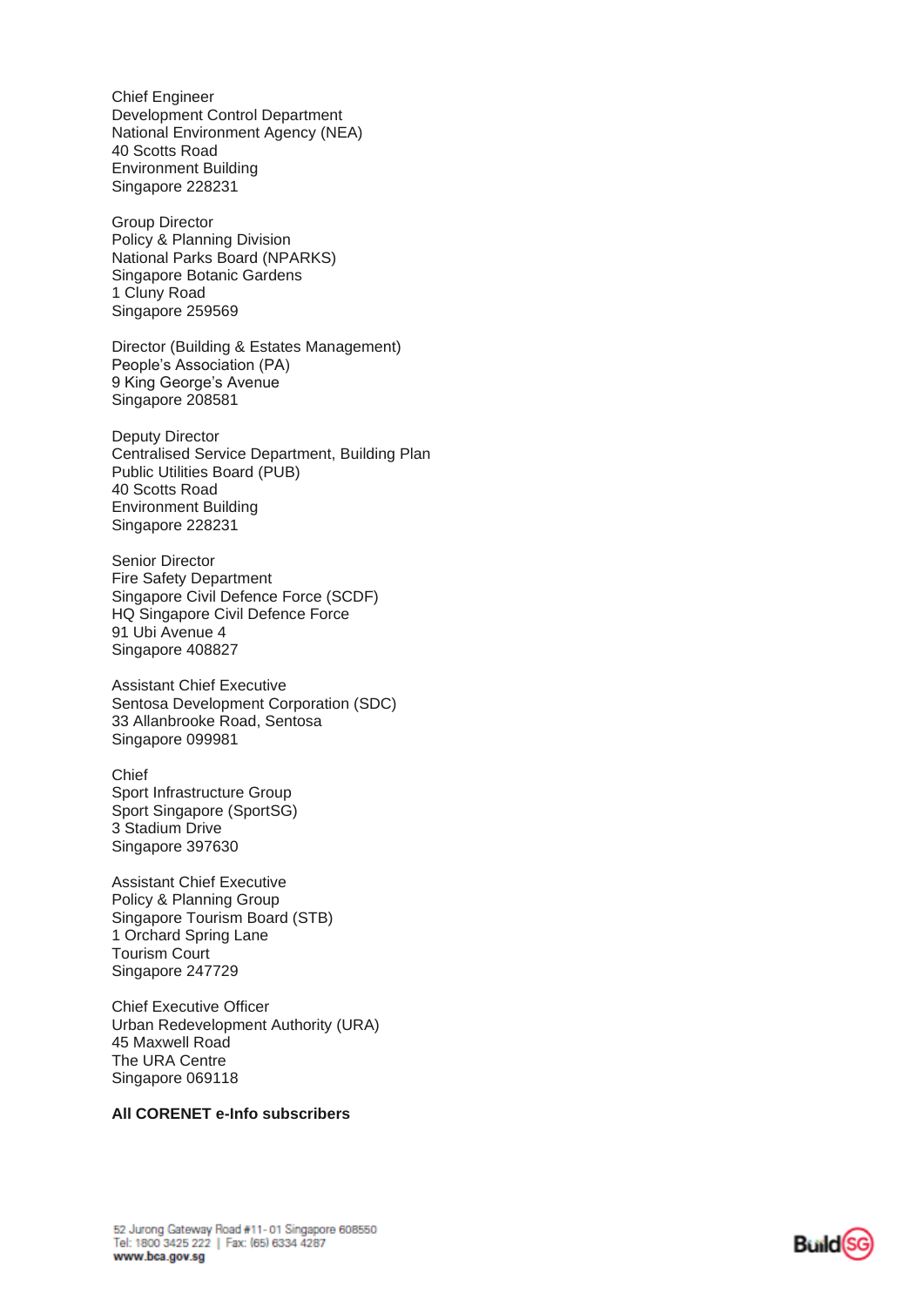Chief Engineer
Development Control Department
National Environment Agency (NEA)
40 Scotts Road
Environment Building
Singapore 228231

Group Director
Policy & Planning Division
National Parks Board (NPARKS)
Singapore Botanic Gardens
1 Cluny Road
Singapore 259569

Director (Building & Estates Management)
People's Association (PA)
9 King George's Avenue
Singapore 208581

Deputy Director
Centralised Service Department, Building Plan
Public Utilities Board (PUB)
40 Scotts Road
Environment Building
Singapore 228231

Senior Director
Fire Safety Department
Singapore Civil Defence Force (SCDF)
HQ Singapore Civil Defence Force
91 Ubi Avenue 4
Singapore 408827

Assistant Chief Executive
Sentosa Development Corporation (SDC)
33 Allanbrooke Road, Sentosa
Singapore 099981

Chief
Sport Infrastructure Group
Sport Singapore (SportSG)
3 Stadium Drive
Singapore 397630

Assistant Chief Executive
Policy & Planning Group
Singapore Tourism Board (STB)
1 Orchard Spring Lane
Tourism Court
Singapore 247729

Chief Executive Officer
Urban Redevelopment Authority (URA)
45 Maxwell Road
The URA Centre
Singapore 069118

**All CORENET e-Info subscribers**